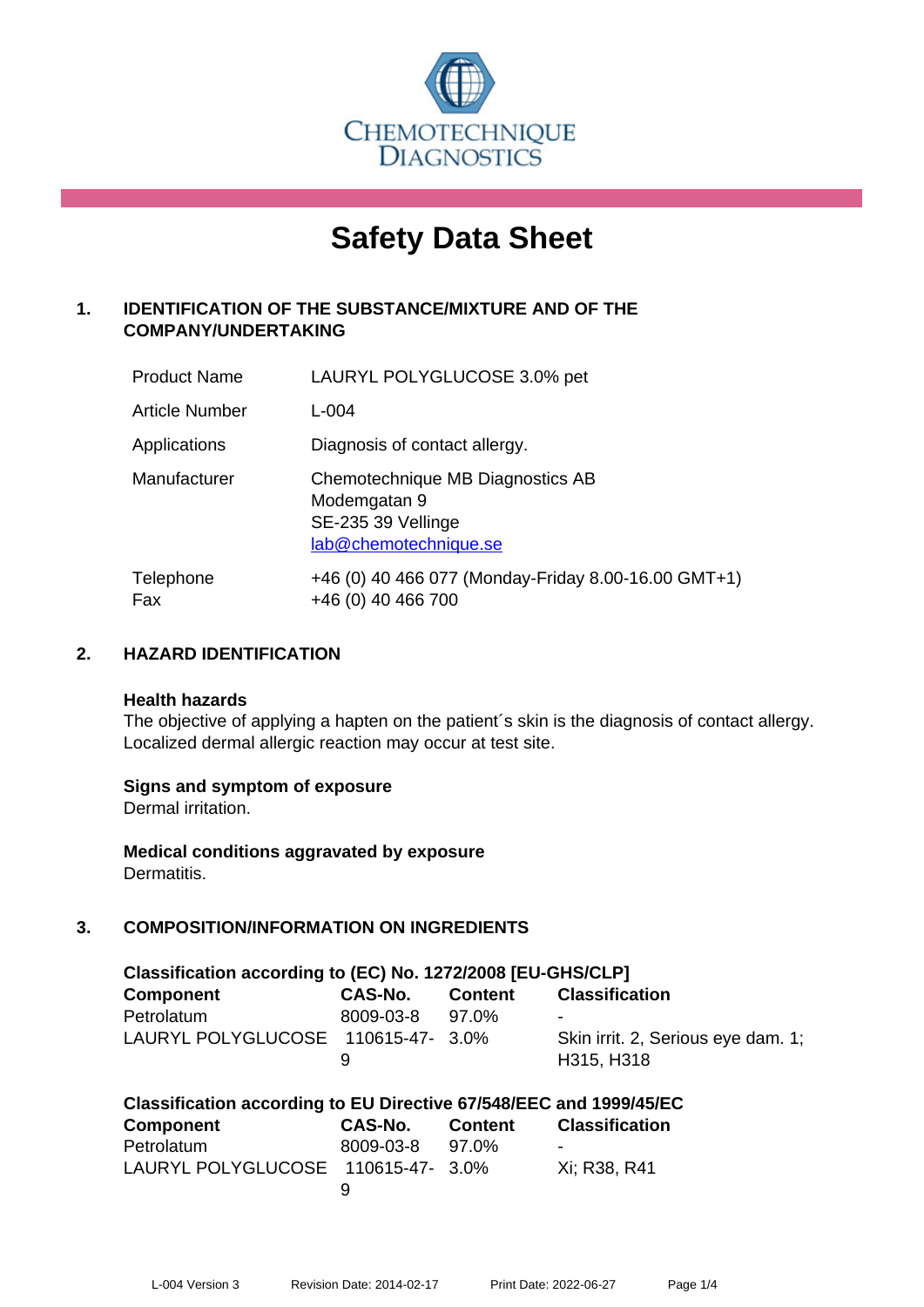CHEMOTECHNIQUE DIAGNOSTICS

# Safety Data Sheet

## 1. IDENTIFICATION OF THE SUBSTANCE/MIXTURE AND OF THE COMPANY/UNDERTAKING

| | |
|---|---|
| Product Name | LAURYL POLYGLUCOSE 3.0% pet |
| Article Number | L-004 |
| Applications | Diagnosis of contact allergy. |
| Manufacturer | Chemotechnique MB Diagnostics AB<br>Modemgatan 9<br>SE-235 39 Vellinge<br>lab@chemotechnique.se |
| Telephone<br>Fax | +46 (0) 40 466 077 (Monday-Friday 8.00-16.00 GMT+1)<br>+46 (0) 40 466 700 |

## 2. HAZARD IDENTIFICATION

### Health hazards

The objective of applying a hapten on the patient´s skin is the diagnosis of contact allergy. Localized dermal allergic reaction may occur at test site.

### Signs and symptom of exposure

Dermal irritation.

### Medical conditions aggravated by exposure

Dermatitis.

## 3. COMPOSITION/INFORMATION ON INGREDIENTS

### Classification according to (EC) No. 1272/2008 [EU-GHS/CLP]

| Component | CAS-No. | Content | Classification |
|---|---|---|---|
| Petrolatum | 8009-03-8 | 97.0% | - |
| LAURYL POLYGLUCOSE | 110615-47-9 | 3.0% | Skin irrit. 2, Serious eye dam. 1; H315, H318 |

### Classification according to EU Directive 67/548/EEC and 1999/45/EC

| Component | CAS-No. | Content | Classification |
|---|---|---|---|
| Petrolatum | 8009-03-8 | 97.0% | - |
| LAURYL POLYGLUCOSE | 110615-47-9 | 3.0% | Xi; R38, R41 |

L-004 Version 3 Revision Date: 2014-02-17 Print Date: 2022-06-27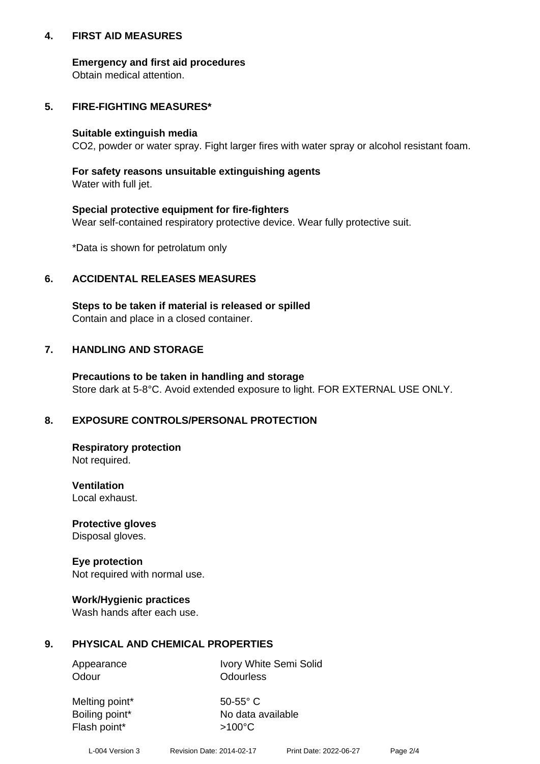## 4. FIRST AID MEASURES

**Emergency and first aid procedures**
Obtain medical attention.

## 5. FIRE-FIGHTING MEASURES*

**Suitable extinguish media**
$CO_2$, powder or water spray. Fight larger fires with water spray or alcohol resistant foam.

**For safety reasons unsuitable extinguishing agents**
Water with full jet.

**Special protective equipment for fire-fighters**
Wear self-contained respiratory protective device. Wear fully protective suit.

*Data is shown for petrolatum only

## 6. ACCIDENTAL RELEASES MEASURES

**Steps to be taken if material is released or spilled**
Contain and place in a closed container.

## 7. HANDLING AND STORAGE

**Precautions to be taken in handling and storage**
Store dark at 5-8°C. Avoid extended exposure to light. FOR EXTERNAL USE ONLY.

## 8. EXPOSURE CONTROLS/PERSONAL PROTECTION

**Respiratory protection**
Not required.

**Ventilation**
Local exhaust.

**Protective gloves**
Disposal gloves.

**Eye protection**
Not required with normal use.

**Work/Hygienic practices**
Wash hands after each use.

## 9. PHYSICAL AND CHEMICAL PROPERTIES

| | |
|---|---|
| Appearance | Ivory White Semi Solid |
| Odour | Odourless |
| Melting point* | 50-55° C |
| Boiling point* | No data available |
| Flash point* | >100°C |

L-004 Version 3 Revision Date: 2014-02-17 Print Date: 2022-06-27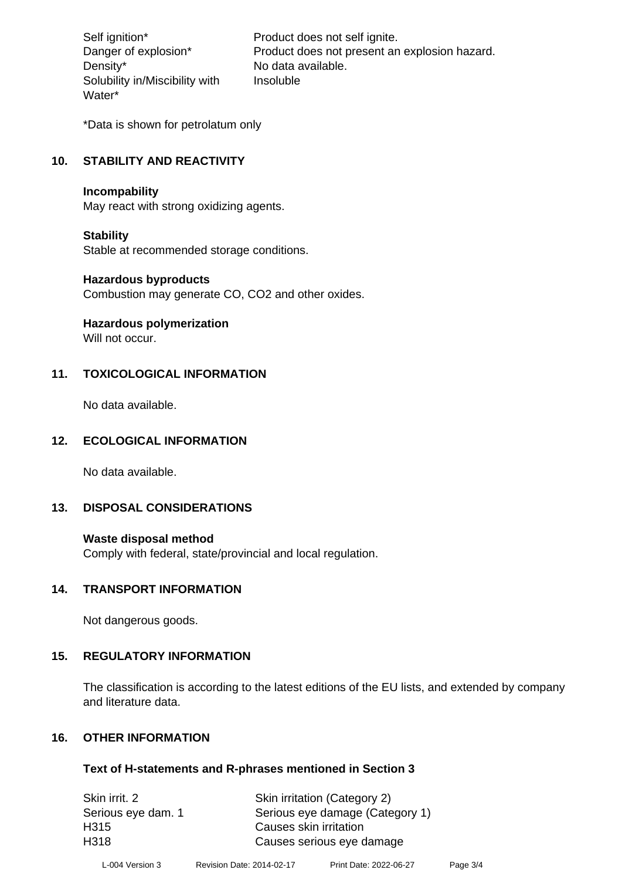| | |
|---|---|
| Self ignition* | Product does not self ignite. |
| Danger of explosion* | Product does not present an explosion hazard. |
| Density* | No data available. |
| Solubility in/Miscibility with Water* | Insoluble |

*Data is shown for petrolatum only

## 10. STABILITY AND REACTIVITY

**Incompability**
May react with strong oxidizing agents.

**Stability**
Stable at recommended storage conditions.

**Hazardous byproducts**
Combustion may generate CO, $CO_2$ and other oxides.

**Hazardous polymerization**
Will not occur.

## 11. TOXICOLOGICAL INFORMATION

No data available.

## 12. ECOLOGICAL INFORMATION

No data available.

## 13. DISPOSAL CONSIDERATIONS

**Waste disposal method**
Comply with federal, state/provincial and local regulation.

## 14. TRANSPORT INFORMATION

Not dangerous goods.

## 15. REGULATORY INFORMATION

The classification is according to the latest editions of the EU lists, and extended by company and literature data.

## 16. OTHER INFORMATION

**Text of H-statements and R-phrases mentioned in Section 3**

| | |
|---|---|
| Skin irrit. 2 | Skin irritation (Category 2) |
| Serious eye dam. 1 | Serious eye damage (Category 1) |
| H315 | Causes skin irritation |
| H318 | Causes serious eye damage |

L-004 Version 3 Revision Date: 2014-02-17 Print Date: 2022-06-27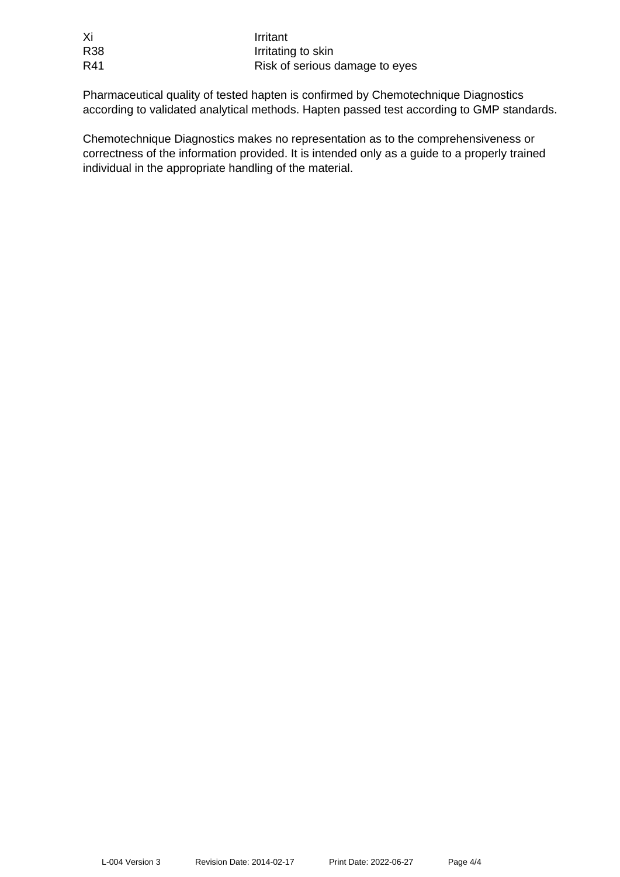| | |
|---|---|
| Xi | Irritant |
| R38 | Irritating to skin |
| R41 | Risk of serious damage to eyes |

Pharmaceutical quality of tested hapten is confirmed by Chemotechnique Diagnostics according to validated analytical methods. Hapten passed test according to GMP standards.

Chemotechnique Diagnostics makes no representation as to the comprehensiveness or correctness of the information provided. It is intended only as a guide to a properly trained individual in the appropriate handling of the material.